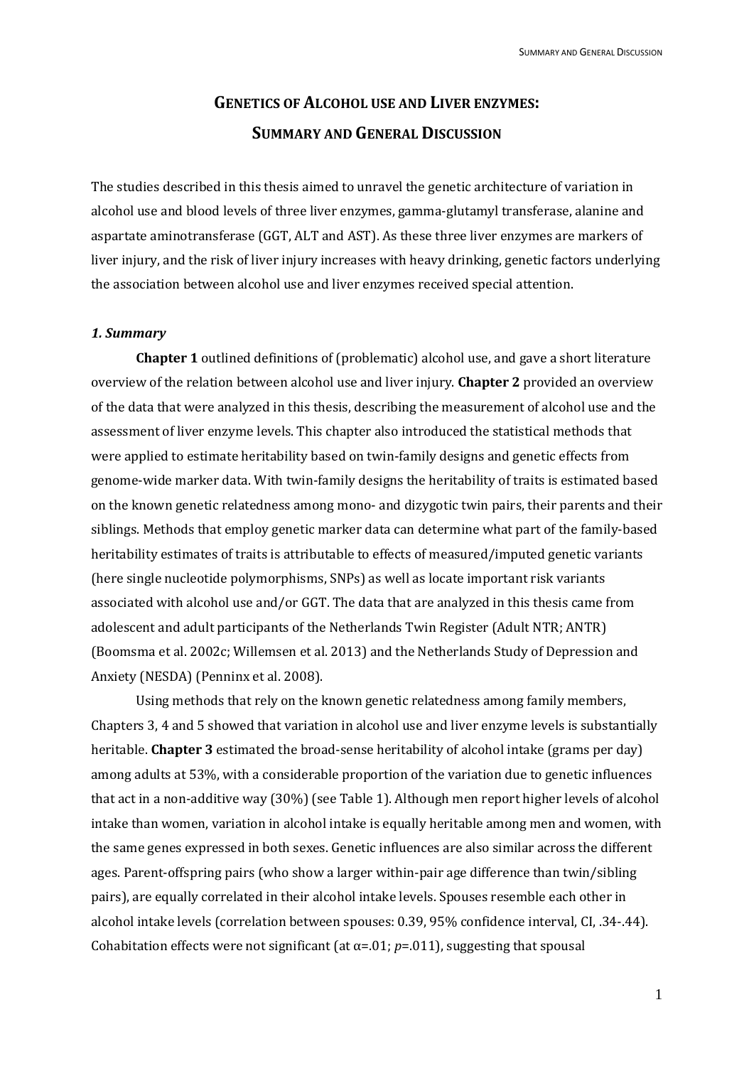# Genetics of Alcohol use and Liver enzymes: Summary and General Discussion

The studies described in this thesis aimed to unravel the genetic architecture of variation in alcohol use and blood levels of three liver enzymes, gamma-glutamyl transferase, alanine and aspartate aminotransferase (GGT, ALT and AST). As these three liver enzymes are markers of liver injury, and the risk of liver injury increases with heavy drinking, genetic factors underlying the association between alcohol use and liver enzymes received special attention.

### *1. Summary*

**Chapter 1** outlined definitions of (problematic) alcohol use, and gave a short literature overview of the relation between alcohol use and liver injury. **Chapter 2** provided an overview of the data that were analyzed in this thesis, describing the measurement of alcohol use and the assessment of liver enzyme levels. This chapter also introduced the statistical methods that were applied to estimate heritability based on twin-family designs and genetic effects from genome-wide marker data. With twin-family designs the heritability of traits is estimated based on the known genetic relatedness among mono- and dizygotic twin pairs, their parents and their siblings. Methods that employ genetic marker data can determine what part of the family-based heritability estimates of traits is attributable to effects of measured/imputed genetic variants (here single nucleotide polymorphisms, SNPs) as well as locate important risk variants associated with alcohol use and/or GGT. The data that are analyzed in this thesis came from adolescent and adult participants of the Netherlands Twin Register (Adult NTR; ANTR) (Boomsma et al. 2002c; Willemsen et al. 2013) and the Netherlands Study of Depression and Anxiety (NESDA) (Penninx et al. 2008).

Using methods that rely on the known genetic relatedness among family members, Chapters 3, 4 and 5 showed that variation in alcohol use and liver enzyme levels is substantially heritable. **Chapter 3** estimated the broad-sense heritability of alcohol intake (grams per day) among adults at 53%, with a considerable proportion of the variation due to genetic influences that act in a non-additive way (30%) (see Table 1). Although men report higher levels of alcohol intake than women, variation in alcohol intake is equally heritable among men and women, with the same genes expressed in both sexes. Genetic influences are also similar across the different ages. Parent-offspring pairs (who show a larger within-pair age difference than twin/sibling pairs), are equally correlated in their alcohol intake levels. Spouses resemble each other in alcohol intake levels (correlation between spouses: 0.39, 95% confidence interval, CI, .34-.44). Cohabitation effects were not significant (at $\alpha$=.01; $p$=.011), suggesting that spousal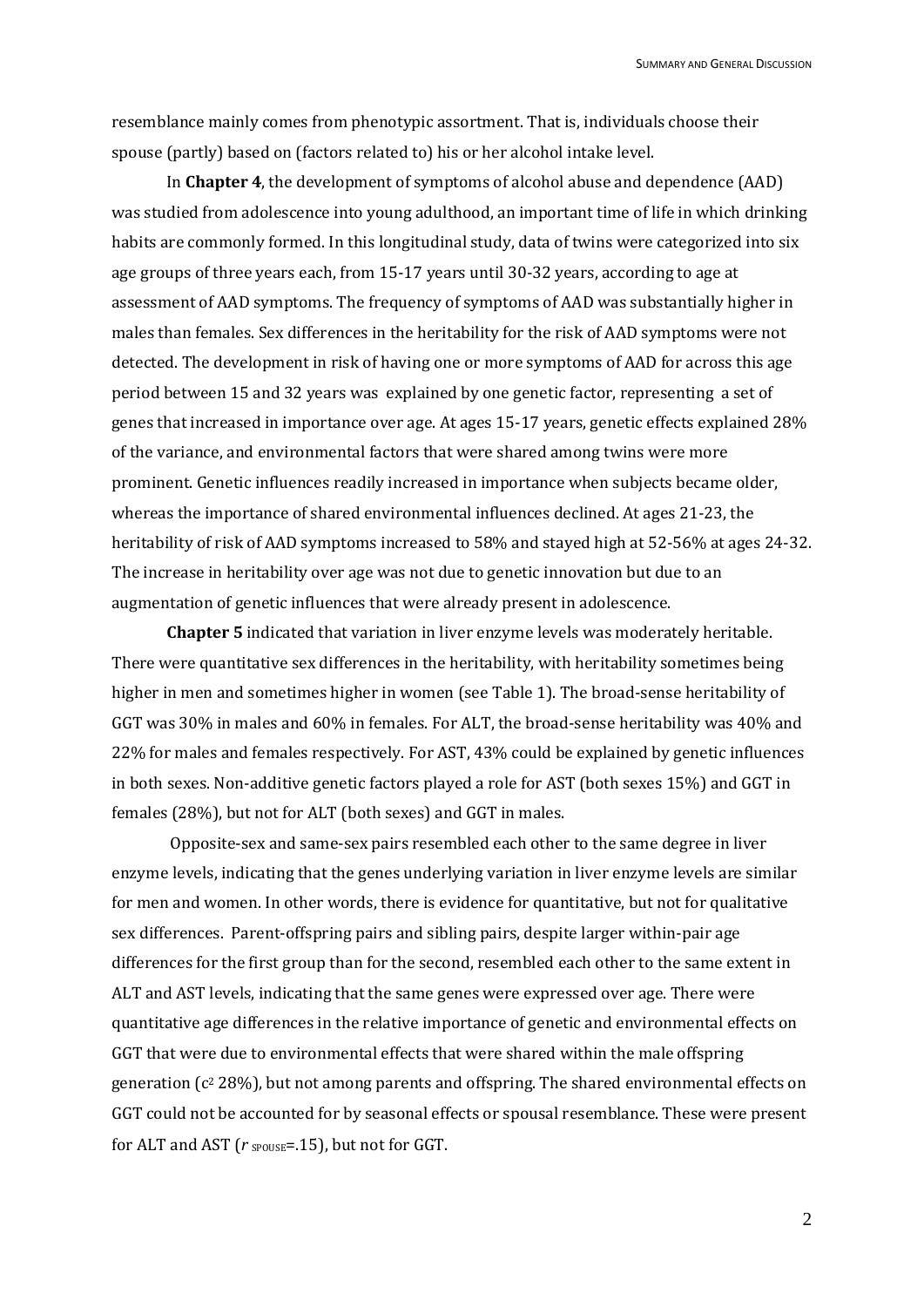resemblance mainly comes from phenotypic assortment. That is, individuals choose their spouse (partly) based on (factors related to) his or her alcohol intake level.

In **Chapter 4**, the development of symptoms of alcohol abuse and dependence (AAD) was studied from adolescence into young adulthood, an important time of life in which drinking habits are commonly formed. In this longitudinal study, data of twins were categorized into six age groups of three years each, from 15-17 years until 30-32 years, according to age at assessment of AAD symptoms. The frequency of symptoms of AAD was substantially higher in males than females. Sex differences in the heritability for the risk of AAD symptoms were not detected. The development in risk of having one or more symptoms of AAD for across this age period between 15 and 32 years was explained by one genetic factor, representing a set of genes that increased in importance over age. At ages 15-17 years, genetic effects explained 28% of the variance, and environmental factors that were shared among twins were more prominent. Genetic influences readily increased in importance when subjects became older, whereas the importance of shared environmental influences declined. At ages 21-23, the heritability of risk of AAD symptoms increased to 58% and stayed high at 52-56% at ages 24-32. The increase in heritability over age was not due to genetic innovation but due to an augmentation of genetic influences that were already present in adolescence.

**Chapter 5** indicated that variation in liver enzyme levels was moderately heritable. There were quantitative sex differences in the heritability, with heritability sometimes being higher in men and sometimes higher in women (see Table 1). The broad-sense heritability of GGT was 30% in males and 60% in females. For ALT, the broad-sense heritability was 40% and 22% for males and females respectively. For AST, 43% could be explained by genetic influences in both sexes. Non-additive genetic factors played a role for AST (both sexes 15%) and GGT in females (28%), but not for ALT (both sexes) and GGT in males.

Opposite-sex and same-sex pairs resembled each other to the same degree in liver enzyme levels, indicating that the genes underlying variation in liver enzyme levels are similar for men and women. In other words, there is evidence for quantitative, but not for qualitative sex differences. Parent-offspring pairs and sibling pairs, despite larger within-pair age differences for the first group than for the second, resembled each other to the same extent in ALT and AST levels, indicating that the same genes were expressed over age. There were quantitative age differences in the relative importance of genetic and environmental effects on GGT that were due to environmental effects that were shared within the male offspring generation ($c^2$ 28%), but not among parents and offspring. The shared environmental effects on GGT could not be accounted for by seasonal effects or spousal resemblance. These were present for ALT and AST ($r_{\text{SPOUSE}}$=.15), but not for GGT.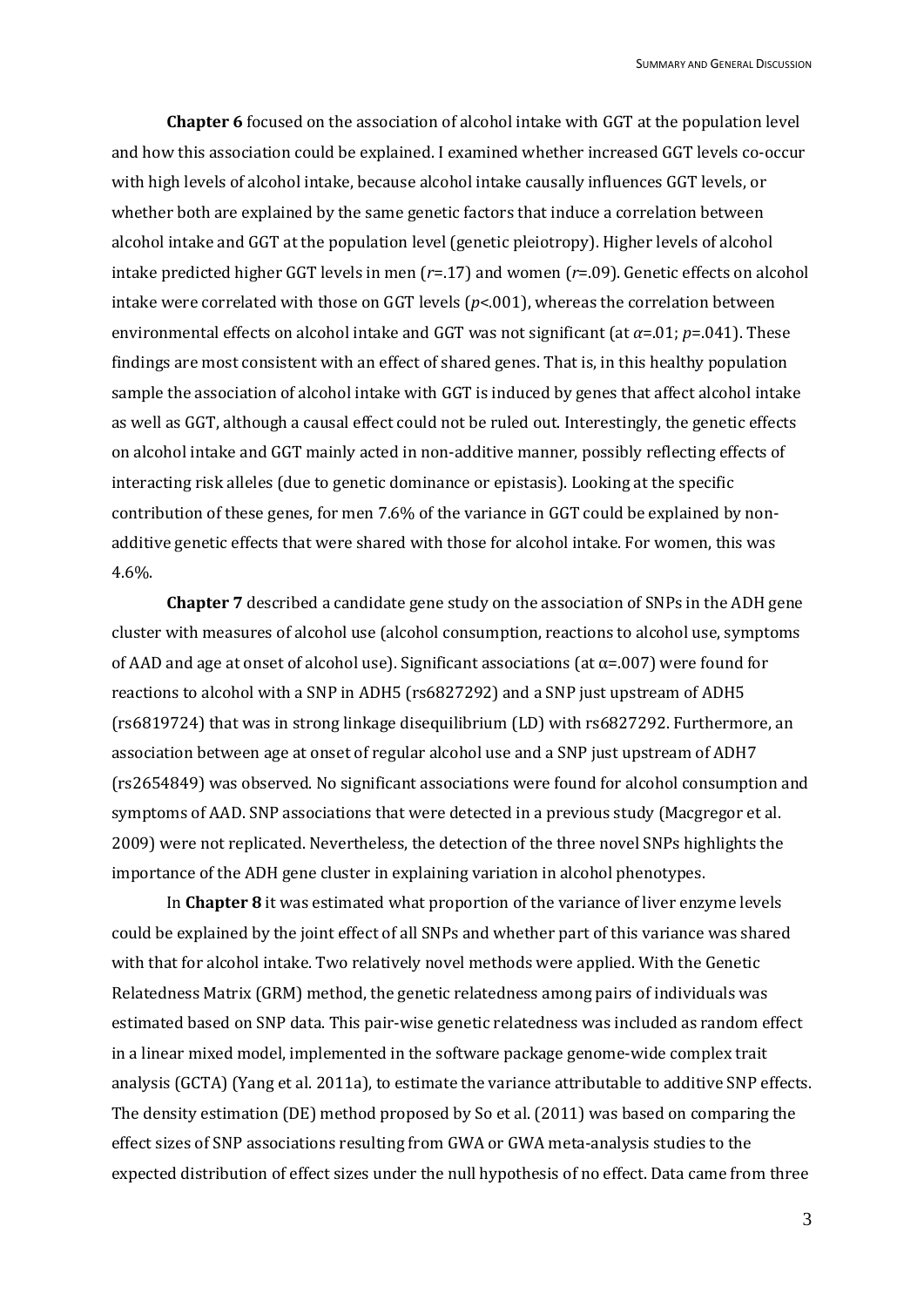**Chapter 6** focused on the association of alcohol intake with GGT at the population level and how this association could be explained. I examined whether increased GGT levels co-occur with high levels of alcohol intake, because alcohol intake causally influences GGT levels, or whether both are explained by the same genetic factors that induce a correlation between alcohol intake and GGT at the population level (genetic pleiotropy). Higher levels of alcohol intake predicted higher GGT levels in men ($r$=.17) and women ($r$=.09). Genetic effects on alcohol intake were correlated with those on GGT levels ($p$<.001), whereas the correlation between environmental effects on alcohol intake and GGT was not significant (at $\alpha$=.01; $p$=.041). These findings are most consistent with an effect of shared genes. That is, in this healthy population sample the association of alcohol intake with GGT is induced by genes that affect alcohol intake as well as GGT, although a causal effect could not be ruled out. Interestingly, the genetic effects on alcohol intake and GGT mainly acted in non-additive manner, possibly reflecting effects of interacting risk alleles (due to genetic dominance or epistasis). Looking at the specific contribution of these genes, for men 7.6% of the variance in GGT could be explained by non-additive genetic effects that were shared with those for alcohol intake. For women, this was 4.6%.

**Chapter 7** described a candidate gene study on the association of SNPs in the ADH gene cluster with measures of alcohol use (alcohol consumption, reactions to alcohol use, symptoms of AAD and age at onset of alcohol use). Significant associations (at α=.007) were found for reactions to alcohol with a SNP in ADH5 (rs6827292) and a SNP just upstream of ADH5 (rs6819724) that was in strong linkage disequilibrium (LD) with rs6827292. Furthermore, an association between age at onset of regular alcohol use and a SNP just upstream of ADH7 (rs2654849) was observed. No significant associations were found for alcohol consumption and symptoms of AAD. SNP associations that were detected in a previous study (Macgregor et al. 2009) were not replicated. Nevertheless, the detection of the three novel SNPs highlights the importance of the ADH gene cluster in explaining variation in alcohol phenotypes.

In **Chapter 8** it was estimated what proportion of the variance of liver enzyme levels could be explained by the joint effect of all SNPs and whether part of this variance was shared with that for alcohol intake. Two relatively novel methods were applied. With the Genetic Relatedness Matrix (GRM) method, the genetic relatedness among pairs of individuals was estimated based on SNP data. This pair-wise genetic relatedness was included as random effect in a linear mixed model, implemented in the software package genome-wide complex trait analysis (GCTA) (Yang et al. 2011a), to estimate the variance attributable to additive SNP effects. The density estimation (DE) method proposed by So et al. (2011) was based on comparing the effect sizes of SNP associations resulting from GWA or GWA meta-analysis studies to the expected distribution of effect sizes under the null hypothesis of no effect. Data came from three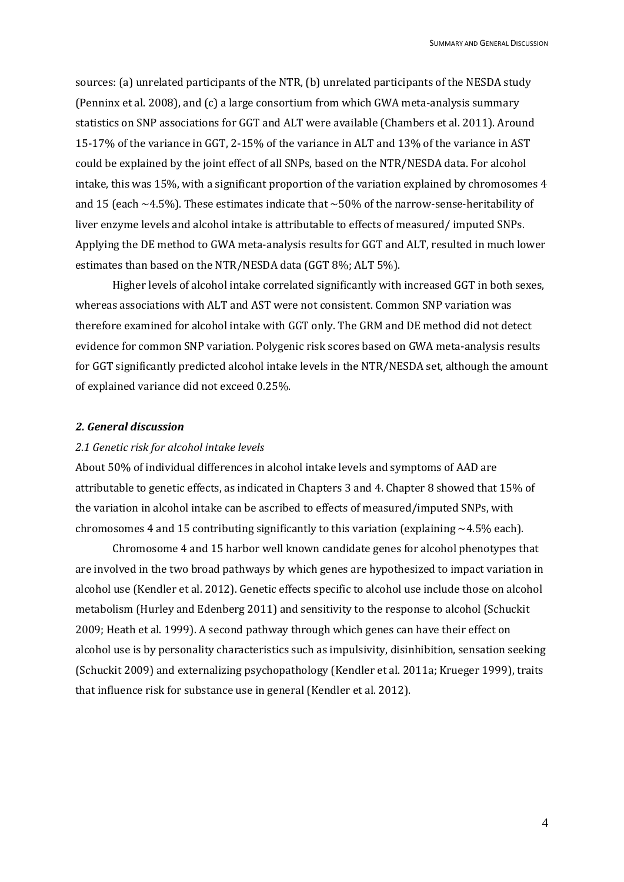sources: (a) unrelated participants of the NTR, (b) unrelated participants of the NESDA study (Penninx et al. 2008), and (c) a large consortium from which GWA meta-analysis summary statistics on SNP associations for GGT and ALT were available (Chambers et al. 2011). Around 15-17% of the variance in GGT, 2-15% of the variance in ALT and 13% of the variance in AST could be explained by the joint effect of all SNPs, based on the NTR/NESDA data. For alcohol intake, this was 15%, with a significant proportion of the variation explained by chromosomes 4 and 15 (each ~4.5%). These estimates indicate that ~50% of the narrow-sense-heritability of liver enzyme levels and alcohol intake is attributable to effects of measured/ imputed SNPs. Applying the DE method to GWA meta-analysis results for GGT and ALT, resulted in much lower estimates than based on the NTR/NESDA data (GGT 8%; ALT 5%).

Higher levels of alcohol intake correlated significantly with increased GGT in both sexes, whereas associations with ALT and AST were not consistent. Common SNP variation was therefore examined for alcohol intake with GGT only. The GRM and DE method did not detect evidence for common SNP variation. Polygenic risk scores based on GWA meta-analysis results for GGT significantly predicted alcohol intake levels in the NTR/NESDA set, although the amount of explained variance did not exceed 0.25%.

## *2. General discussion*

### *2.1 Genetic risk for alcohol intake levels*

About 50% of individual differences in alcohol intake levels and symptoms of AAD are attributable to genetic effects, as indicated in Chapters 3 and 4. Chapter 8 showed that 15% of the variation in alcohol intake can be ascribed to effects of measured/imputed SNPs, with chromosomes 4 and 15 contributing significantly to this variation (explaining ~4.5% each).

Chromosome 4 and 15 harbor well known candidate genes for alcohol phenotypes that are involved in the two broad pathways by which genes are hypothesized to impact variation in alcohol use (Kendler et al. 2012). Genetic effects specific to alcohol use include those on alcohol metabolism (Hurley and Edenberg 2011) and sensitivity to the response to alcohol (Schuckit 2009; Heath et al. 1999). A second pathway through which genes can have their effect on alcohol use is by personality characteristics such as impulsivity, disinhibition, sensation seeking (Schuckit 2009) and externalizing psychopathology (Kendler et al. 2011a; Krueger 1999), traits that influence risk for substance use in general (Kendler et al. 2012).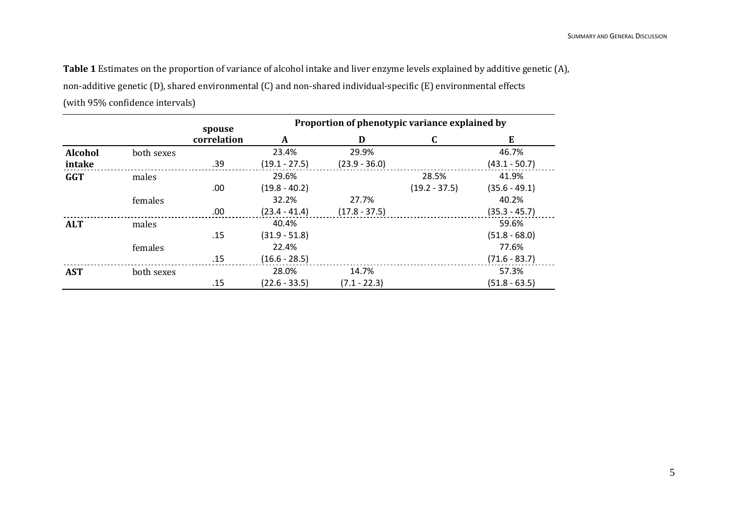**Table 1** Estimates on the proportion of variance of alcohol intake and liver enzyme levels explained by additive genetic (A), non-additive genetic (D), shared environmental (C) and non-shared individual-specific (E) environmental effects (with 95% confidence intervals)

| | | spouse correlation | Proportion of phenotypic variance explained by | | | |
|---|---|---|---|---|---|---|
| | | | **A** | **D** | **C** | **E** |
| **Alcohol intake** | both sexes | .39 | 23.4% (19.1 - 27.5) | 29.9% (23.9 - 36.0) | | 46.7% (43.1 - 50.7) |
| **GGT** | males | .00 | 29.6% (19.8 - 40.2) | | 28.5% (19.2 - 37.5) | 41.9% (35.6 - 49.1) |
| | females | .00 | 32.2% (23.4 - 41.4) | 27.7% (17.8 - 37.5) | | 40.2% (35.3 - 45.7) |
| **ALT** | males | .15 | 40.4% (31.9 - 51.8) | | | 59.6% (51.8 - 68.0) |
| | females | .15 | 22.4% (16.6 - 28.5) | | | 77.6% (71.6 - 83.7) |
| **AST** | both sexes | .15 | 28.0% (22.6 - 33.5) | 14.7% (7.1 - 22.3) | | 57.3% (51.8 - 63.5) |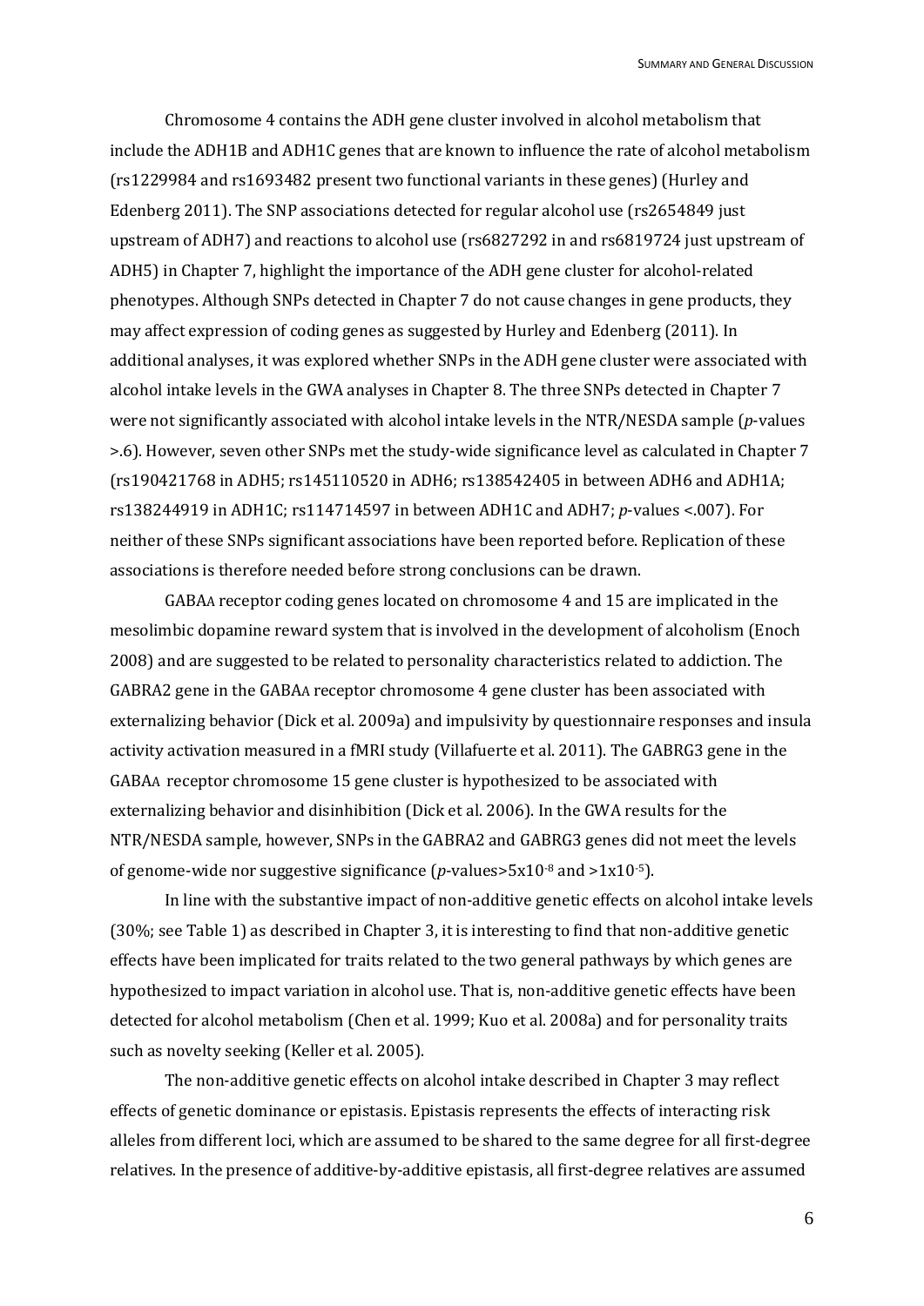Chromosome 4 contains the ADH gene cluster involved in alcohol metabolism that include the ADH1B and ADH1C genes that are known to influence the rate of alcohol metabolism (rs1229984 and rs1693482 present two functional variants in these genes) (Hurley and Edenberg 2011). The SNP associations detected for regular alcohol use (rs2654849 just upstream of ADH7) and reactions to alcohol use (rs6827292 in and rs6819724 just upstream of ADH5) in Chapter 7, highlight the importance of the ADH gene cluster for alcohol-related phenotypes. Although SNPs detected in Chapter 7 do not cause changes in gene products, they may affect expression of coding genes as suggested by Hurley and Edenberg (2011). In additional analyses, it was explored whether SNPs in the ADH gene cluster were associated with alcohol intake levels in the GWA analyses in Chapter 8. The three SNPs detected in Chapter 7 were not significantly associated with alcohol intake levels in the NTR/NESDA sample (*p*-values >.6). However, seven other SNPs met the study-wide significance level as calculated in Chapter 7 (rs190421768 in ADH5; rs145110520 in ADH6; rs138542405 in between ADH6 and ADH1A; rs138244919 in ADH1C; rs114714597 in between ADH1C and ADH7; *p*-values <.007). For neither of these SNPs significant associations have been reported before. Replication of these associations is therefore needed before strong conclusions can be drawn.

GABAA receptor coding genes located on chromosome 4 and 15 are implicated in the mesolimbic dopamine reward system that is involved in the development of alcoholism (Enoch 2008) and are suggested to be related to personality characteristics related to addiction. The GABRA2 gene in the GABAA receptor chromosome 4 gene cluster has been associated with externalizing behavior (Dick et al. 2009a) and impulsivity by questionnaire responses and insula activity activation measured in a fMRI study (Villafuerte et al. 2011). The GABRG3 gene in the GABAA receptor chromosome 15 gene cluster is hypothesized to be associated with externalizing behavior and disinhibition (Dick et al. 2006). In the GWA results for the NTR/NESDA sample, however, SNPs in the GABRA2 and GABRG3 genes did not meet the levels of genome-wide nor suggestive significance (*p*-values$>5\text{x}10^{-8}$ and $>1\text{x}10^{-5}$).

In line with the substantive impact of non-additive genetic effects on alcohol intake levels (30%; see Table 1) as described in Chapter 3, it is interesting to find that non-additive genetic effects have been implicated for traits related to the two general pathways by which genes are hypothesized to impact variation in alcohol use. That is, non-additive genetic effects have been detected for alcohol metabolism (Chen et al. 1999; Kuo et al. 2008a) and for personality traits such as novelty seeking (Keller et al. 2005).

The non-additive genetic effects on alcohol intake described in Chapter 3 may reflect effects of genetic dominance or epistasis. Epistasis represents the effects of interacting risk alleles from different loci, which are assumed to be shared to the same degree for all first-degree relatives. In the presence of additive-by-additive epistasis, all first-degree relatives are assumed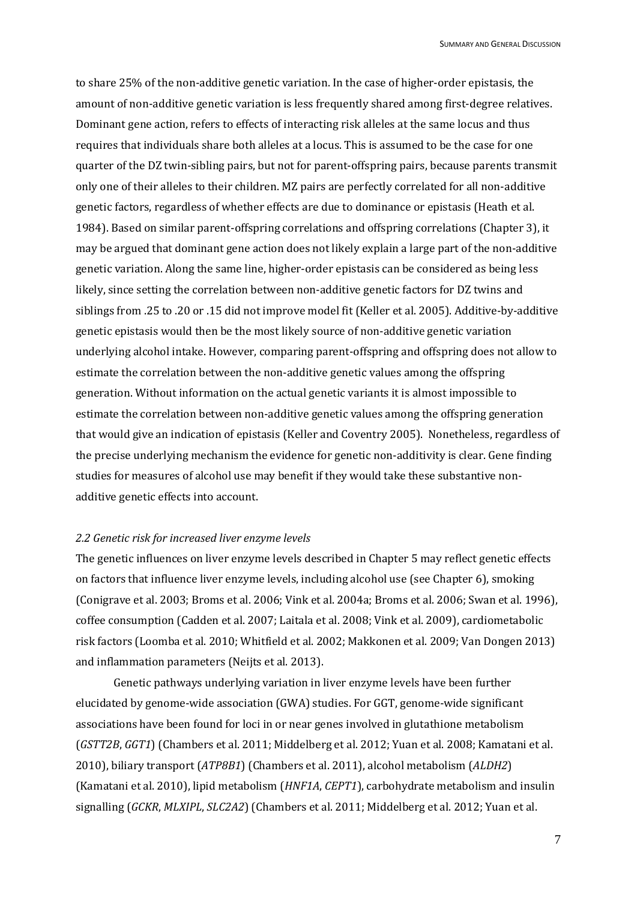to share 25% of the non-additive genetic variation. In the case of higher-order epistasis, the amount of non-additive genetic variation is less frequently shared among first-degree relatives. Dominant gene action, refers to effects of interacting risk alleles at the same locus and thus requires that individuals share both alleles at a locus. This is assumed to be the case for one quarter of the DZ twin-sibling pairs, but not for parent-offspring pairs, because parents transmit only one of their alleles to their children. MZ pairs are perfectly correlated for all non-additive genetic factors, regardless of whether effects are due to dominance or epistasis (Heath et al. 1984). Based on similar parent-offspring correlations and offspring correlations (Chapter 3), it may be argued that dominant gene action does not likely explain a large part of the non-additive genetic variation. Along the same line, higher-order epistasis can be considered as being less likely, since setting the correlation between non-additive genetic factors for DZ twins and siblings from .25 to .20 or .15 did not improve model fit (Keller et al. 2005). Additive-by-additive genetic epistasis would then be the most likely source of non-additive genetic variation underlying alcohol intake. However, comparing parent-offspring and offspring does not allow to estimate the correlation between the non-additive genetic values among the offspring generation. Without information on the actual genetic variants it is almost impossible to estimate the correlation between non-additive genetic values among the offspring generation that would give an indication of epistasis (Keller and Coventry 2005). Nonetheless, regardless of the precise underlying mechanism the evidence for genetic non-additivity is clear. Gene finding studies for measures of alcohol use may benefit if they would take these substantive non-additive genetic effects into account.

### *2.2 Genetic risk for increased liver enzyme levels*

The genetic influences on liver enzyme levels described in Chapter 5 may reflect genetic effects on factors that influence liver enzyme levels, including alcohol use (see Chapter 6), smoking (Conigrave et al. 2003; Broms et al. 2006; Vink et al. 2004a; Broms et al. 2006; Swan et al. 1996), coffee consumption (Cadden et al. 2007; Laitala et al. 2008; Vink et al. 2009), cardiometabolic risk factors (Loomba et al. 2010; Whitfield et al. 2002; Makkonen et al. 2009; Van Dongen 2013) and inflammation parameters (Neijts et al. 2013).

Genetic pathways underlying variation in liver enzyme levels have been further elucidated by genome-wide association (GWA) studies. For GGT, genome-wide significant associations have been found for loci in or near genes involved in glutathione metabolism (*GSTT2B*, *GGT1*) (Chambers et al. 2011; Middelberg et al. 2012; Yuan et al. 2008; Kamatani et al. 2010), biliary transport (*ATP8B1*) (Chambers et al. 2011), alcohol metabolism (*ALDH2*) (Kamatani et al. 2010), lipid metabolism (*HNF1A*, *CEPT1*), carbohydrate metabolism and insulin signalling (*GCKR*, *MLXIPL*, *SLC2A2*) (Chambers et al. 2011; Middelberg et al. 2012; Yuan et al.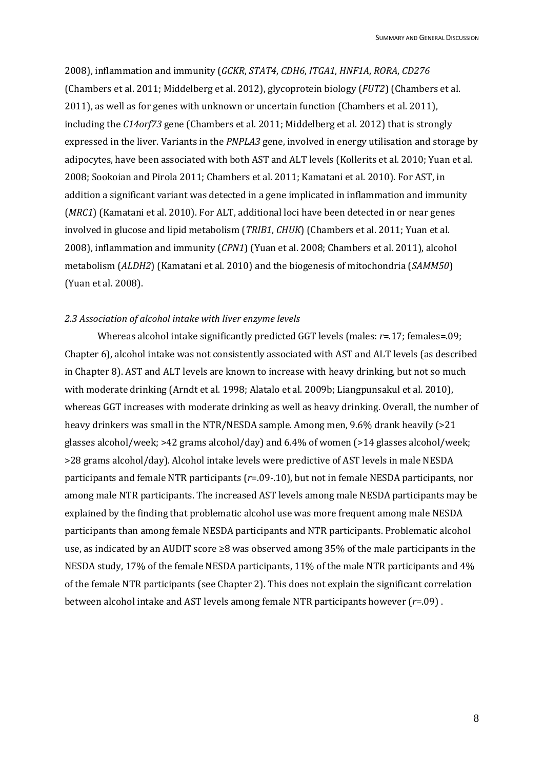2008), inflammation and immunity (*GCKR*, *STAT4*, *CDH6*, *ITGA1*, *HNF1A*, *RORA*, *CD276* (Chambers et al. 2011; Middelberg et al. 2012), glycoprotein biology (*FUT2*) (Chambers et al. 2011), as well as for genes with unknown or uncertain function (Chambers et al. 2011), including the *C14orf73* gene (Chambers et al. 2011; Middelberg et al. 2012) that is strongly expressed in the liver. Variants in the *PNPLA3* gene, involved in energy utilisation and storage by adipocytes, have been associated with both AST and ALT levels (Kollerits et al. 2010; Yuan et al. 2008; Sookoian and Pirola 2011; Chambers et al. 2011; Kamatani et al. 2010). For AST, in addition a significant variant was detected in a gene implicated in inflammation and immunity (*MRC1*) (Kamatani et al. 2010). For ALT, additional loci have been detected in or near genes involved in glucose and lipid metabolism (*TRIB1*, *CHUK*) (Chambers et al. 2011; Yuan et al. 2008), inflammation and immunity (*CPN1*) (Yuan et al. 2008; Chambers et al. 2011), alcohol metabolism (*ALDH2*) (Kamatani et al. 2010) and the biogenesis of mitochondria (*SAMM50*) (Yuan et al. 2008).

### *2.3 Association of alcohol intake with liver enzyme levels*

Whereas alcohol intake significantly predicted GGT levels (males: $r$=.17; females=.09; Chapter 6), alcohol intake was not consistently associated with AST and ALT levels (as described in Chapter 8). AST and ALT levels are known to increase with heavy drinking, but not so much with moderate drinking (Arndt et al. 1998; Alatalo et al. 2009b; Liangpunsakul et al. 2010), whereas GGT increases with moderate drinking as well as heavy drinking. Overall, the number of heavy drinkers was small in the NTR/NESDA sample. Among men, 9.6% drank heavily (>21 glasses alcohol/week; >42 grams alcohol/day) and 6.4% of women (>14 glasses alcohol/week; >28 grams alcohol/day). Alcohol intake levels were predictive of AST levels in male NESDA participants and female NTR participants ($r$=.09-.10), but not in female NESDA participants, nor among male NTR participants. The increased AST levels among male NESDA participants may be explained by the finding that problematic alcohol use was more frequent among male NESDA participants than among female NESDA participants and NTR participants. Problematic alcohol use, as indicated by an AUDIT score ≥8 was observed among 35% of the male participants in the NESDA study, 17% of the female NESDA participants, 11% of the male NTR participants and 4% of the female NTR participants (see Chapter 2). This does not explain the significant correlation between alcohol intake and AST levels among female NTR participants however ($r$=.09) .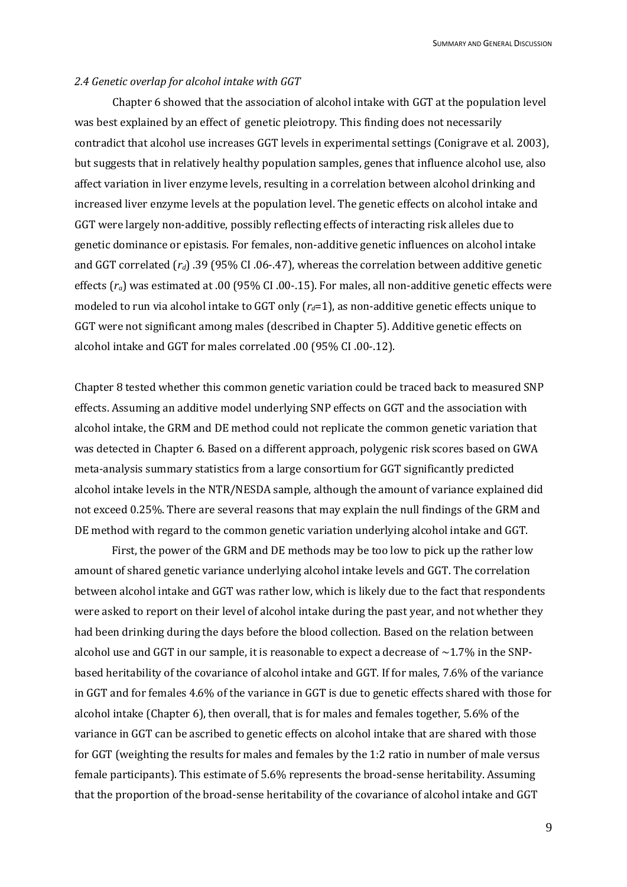*2.4 Genetic overlap for alcohol intake with GGT*

Chapter 6 showed that the association of alcohol intake with GGT at the population level was best explained by an effect of genetic pleiotropy. This finding does not necessarily contradict that alcohol use increases GGT levels in experimental settings (Conigrave et al. 2003), but suggests that in relatively healthy population samples, genes that influence alcohol use, also affect variation in liver enzyme levels, resulting in a correlation between alcohol drinking and increased liver enzyme levels at the population level. The genetic effects on alcohol intake and GGT were largely non-additive, possibly reflecting effects of interacting risk alleles due to genetic dominance or epistasis. For females, non-additive genetic influences on alcohol intake and GGT correlated ($r_d$) .39 (95% CI .06-.47), whereas the correlation between additive genetic effects ($r_a$) was estimated at .00 (95% CI .00-.15). For males, all non-additive genetic effects were modeled to run via alcohol intake to GGT only ($r_d$=1), as non-additive genetic effects unique to GGT were not significant among males (described in Chapter 5). Additive genetic effects on alcohol intake and GGT for males correlated .00 (95% CI .00-.12).

Chapter 8 tested whether this common genetic variation could be traced back to measured SNP effects. Assuming an additive model underlying SNP effects on GGT and the association with alcohol intake, the GRM and DE method could not replicate the common genetic variation that was detected in Chapter 6. Based on a different approach, polygenic risk scores based on GWA meta-analysis summary statistics from a large consortium for GGT significantly predicted alcohol intake levels in the NTR/NESDA sample, although the amount of variance explained did not exceed 0.25%. There are several reasons that may explain the null findings of the GRM and DE method with regard to the common genetic variation underlying alcohol intake and GGT.

First, the power of the GRM and DE methods may be too low to pick up the rather low amount of shared genetic variance underlying alcohol intake levels and GGT. The correlation between alcohol intake and GGT was rather low, which is likely due to the fact that respondents were asked to report on their level of alcohol intake during the past year, and not whether they had been drinking during the days before the blood collection. Based on the relation between alcohol use and GGT in our sample, it is reasonable to expect a decrease of ~1.7% in the SNP-based heritability of the covariance of alcohol intake and GGT. If for males, 7.6% of the variance in GGT and for females 4.6% of the variance in GGT is due to genetic effects shared with those for alcohol intake (Chapter 6), then overall, that is for males and females together, 5.6% of the variance in GGT can be ascribed to genetic effects on alcohol intake that are shared with those for GGT (weighting the results for males and females by the 1:2 ratio in number of male versus female participants). This estimate of 5.6% represents the broad-sense heritability. Assuming that the proportion of the broad-sense heritability of the covariance of alcohol intake and GGT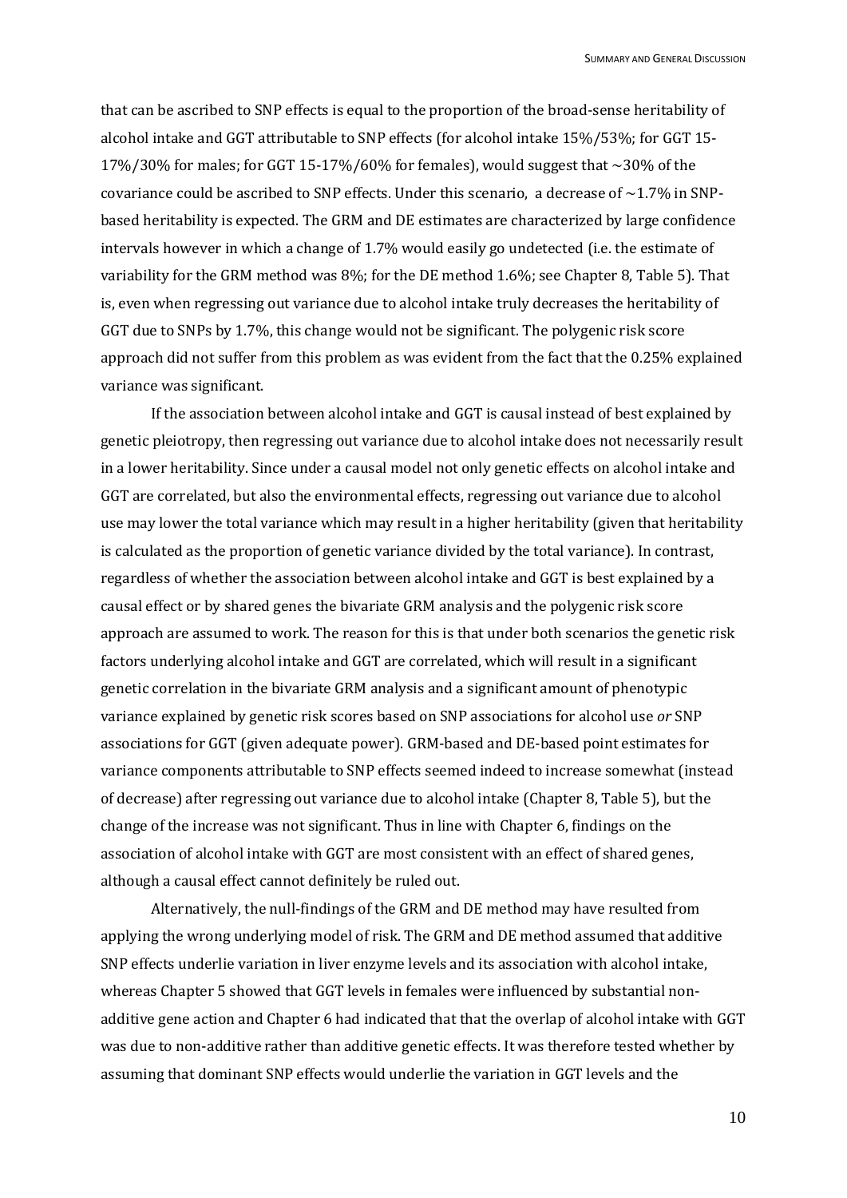that can be ascribed to SNP effects is equal to the proportion of the broad-sense heritability of alcohol intake and GGT attributable to SNP effects (for alcohol intake 15%/53%; for GGT 15-17%/30% for males; for GGT 15-17%/60% for females), would suggest that ~30% of the covariance could be ascribed to SNP effects. Under this scenario, a decrease of ~1.7% in SNP-based heritability is expected. The GRM and DE estimates are characterized by large confidence intervals however in which a change of 1.7% would easily go undetected (i.e. the estimate of variability for the GRM method was 8%; for the DE method 1.6%; see Chapter 8, Table 5). That is, even when regressing out variance due to alcohol intake truly decreases the heritability of GGT due to SNPs by 1.7%, this change would not be significant. The polygenic risk score approach did not suffer from this problem as was evident from the fact that the 0.25% explained variance was significant.

If the association between alcohol intake and GGT is causal instead of best explained by genetic pleiotropy, then regressing out variance due to alcohol intake does not necessarily result in a lower heritability. Since under a causal model not only genetic effects on alcohol intake and GGT are correlated, but also the environmental effects, regressing out variance due to alcohol use may lower the total variance which may result in a higher heritability (given that heritability is calculated as the proportion of genetic variance divided by the total variance). In contrast, regardless of whether the association between alcohol intake and GGT is best explained by a causal effect or by shared genes the bivariate GRM analysis and the polygenic risk score approach are assumed to work. The reason for this is that under both scenarios the genetic risk factors underlying alcohol intake and GGT are correlated, which will result in a significant genetic correlation in the bivariate GRM analysis and a significant amount of phenotypic variance explained by genetic risk scores based on SNP associations for alcohol use *or* SNP associations for GGT (given adequate power). GRM-based and DE-based point estimates for variance components attributable to SNP effects seemed indeed to increase somewhat (instead of decrease) after regressing out variance due to alcohol intake (Chapter 8, Table 5), but the change of the increase was not significant. Thus in line with Chapter 6, findings on the association of alcohol intake with GGT are most consistent with an effect of shared genes, although a causal effect cannot definitely be ruled out.

Alternatively, the null-findings of the GRM and DE method may have resulted from applying the wrong underlying model of risk. The GRM and DE method assumed that additive SNP effects underlie variation in liver enzyme levels and its association with alcohol intake, whereas Chapter 5 showed that GGT levels in females were influenced by substantial non-additive gene action and Chapter 6 had indicated that that the overlap of alcohol intake with GGT was due to non-additive rather than additive genetic effects. It was therefore tested whether by assuming that dominant SNP effects would underlie the variation in GGT levels and the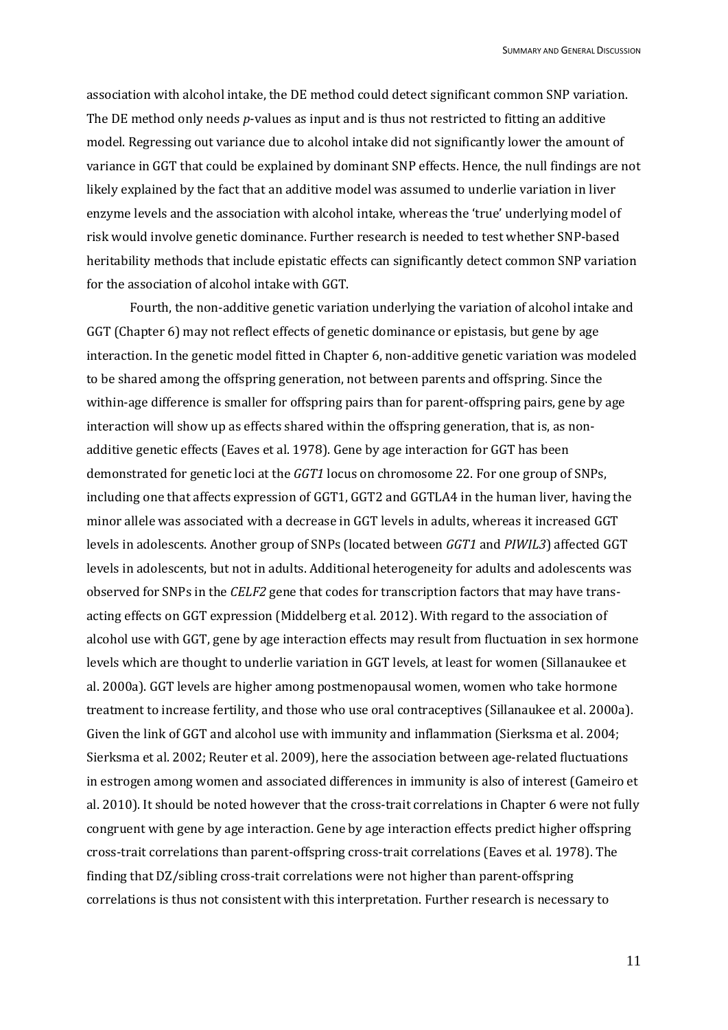association with alcohol intake, the DE method could detect significant common SNP variation. The DE method only needs *p*-values as input and is thus not restricted to fitting an additive model. Regressing out variance due to alcohol intake did not significantly lower the amount of variance in GGT that could be explained by dominant SNP effects. Hence, the null findings are not likely explained by the fact that an additive model was assumed to underlie variation in liver enzyme levels and the association with alcohol intake, whereas the 'true' underlying model of risk would involve genetic dominance. Further research is needed to test whether SNP-based heritability methods that include epistatic effects can significantly detect common SNP variation for the association of alcohol intake with GGT.

Fourth, the non-additive genetic variation underlying the variation of alcohol intake and GGT (Chapter 6) may not reflect effects of genetic dominance or epistasis, but gene by age interaction. In the genetic model fitted in Chapter 6, non-additive genetic variation was modeled to be shared among the offspring generation, not between parents and offspring. Since the within-age difference is smaller for offspring pairs than for parent-offspring pairs, gene by age interaction will show up as effects shared within the offspring generation, that is, as non-additive genetic effects (Eaves et al. 1978). Gene by age interaction for GGT has been demonstrated for genetic loci at the *GGT1* locus on chromosome 22. For one group of SNPs, including one that affects expression of GGT1, GGT2 and GGTLA4 in the human liver, having the minor allele was associated with a decrease in GGT levels in adults, whereas it increased GGT levels in adolescents. Another group of SNPs (located between *GGT1* and *PIWIL3*) affected GGT levels in adolescents, but not in adults. Additional heterogeneity for adults and adolescents was observed for SNPs in the *CELF2* gene that codes for transcription factors that may have trans-acting effects on GGT expression (Middelberg et al. 2012). With regard to the association of alcohol use with GGT, gene by age interaction effects may result from fluctuation in sex hormone levels which are thought to underlie variation in GGT levels, at least for women (Sillanaukee et al. 2000a). GGT levels are higher among postmenopausal women, women who take hormone treatment to increase fertility, and those who use oral contraceptives (Sillanaukee et al. 2000a). Given the link of GGT and alcohol use with immunity and inflammation (Sierksma et al. 2004; Sierksma et al. 2002; Reuter et al. 2009), here the association between age-related fluctuations in estrogen among women and associated differences in immunity is also of interest (Gameiro et al. 2010). It should be noted however that the cross-trait correlations in Chapter 6 were not fully congruent with gene by age interaction. Gene by age interaction effects predict higher offspring cross-trait correlations than parent-offspring cross-trait correlations (Eaves et al. 1978). The finding that DZ/sibling cross-trait correlations were not higher than parent-offspring correlations is thus not consistent with this interpretation. Further research is necessary to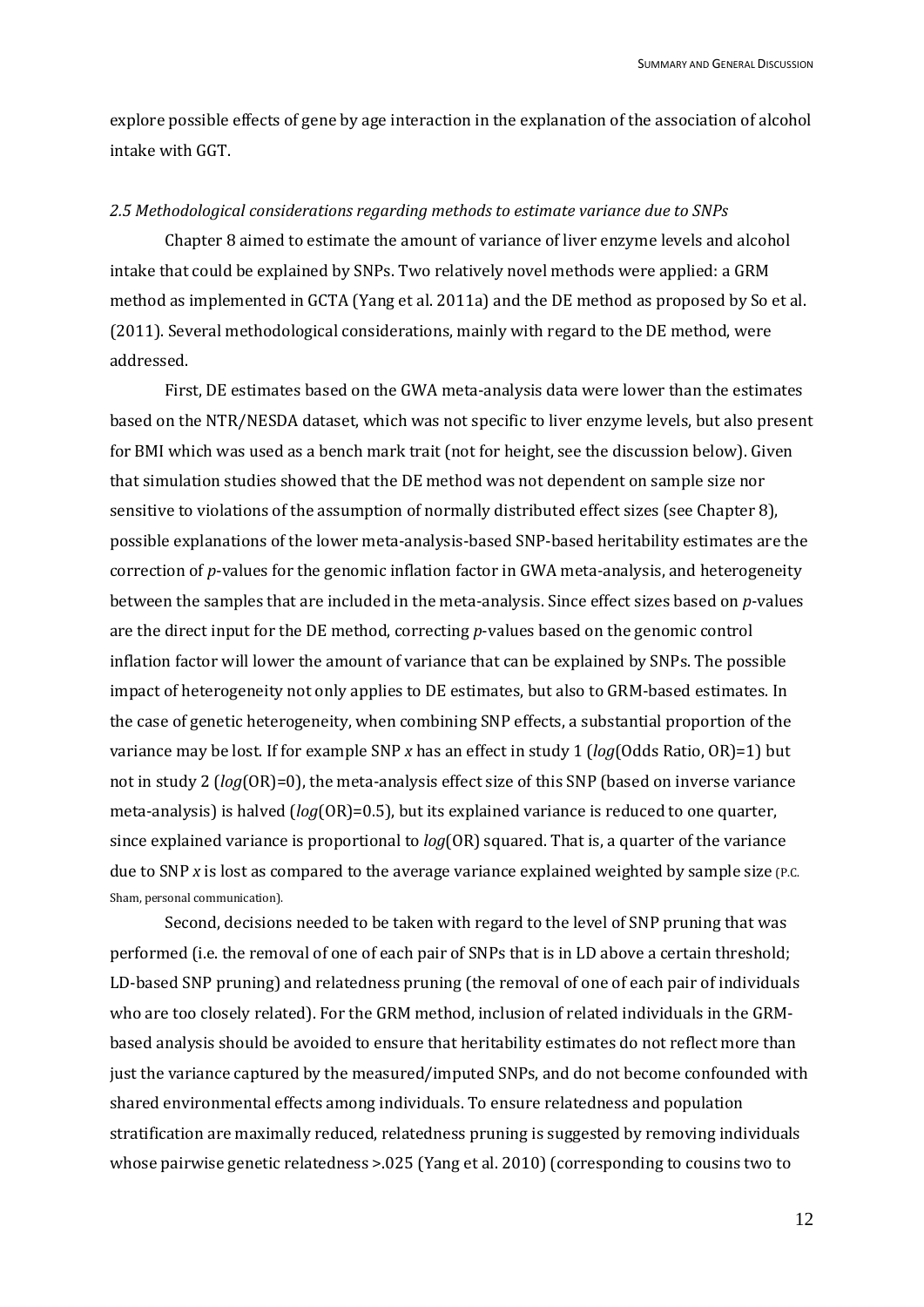explore possible effects of gene by age interaction in the explanation of the association of alcohol intake with GGT.

### *2.5 Methodological considerations regarding methods to estimate variance due to SNPs*

Chapter 8 aimed to estimate the amount of variance of liver enzyme levels and alcohol intake that could be explained by SNPs. Two relatively novel methods were applied: a GRM method as implemented in GCTA (Yang et al. 2011a) and the DE method as proposed by So et al. (2011). Several methodological considerations, mainly with regard to the DE method, were addressed.

First, DE estimates based on the GWA meta-analysis data were lower than the estimates based on the NTR/NESDA dataset, which was not specific to liver enzyme levels, but also present for BMI which was used as a bench mark trait (not for height, see the discussion below). Given that simulation studies showed that the DE method was not dependent on sample size nor sensitive to violations of the assumption of normally distributed effect sizes (see Chapter 8), possible explanations of the lower meta-analysis-based SNP-based heritability estimates are the correction of *p*-values for the genomic inflation factor in GWA meta-analysis, and heterogeneity between the samples that are included in the meta-analysis. Since effect sizes based on *p*-values are the direct input for the DE method, correcting *p*-values based on the genomic control inflation factor will lower the amount of variance that can be explained by SNPs. The possible impact of heterogeneity not only applies to DE estimates, but also to GRM-based estimates. In the case of genetic heterogeneity, when combining SNP effects, a substantial proportion of the variance may be lost. If for example SNP *x* has an effect in study 1 (*log*(Odds Ratio, OR)=1) but not in study 2 (*log*(OR)=0), the meta-analysis effect size of this SNP (based on inverse variance meta-analysis) is halved (*log*(OR)=0.5), but its explained variance is reduced to one quarter, since explained variance is proportional to *log*(OR) squared. That is, a quarter of the variance due to SNP *x* is lost as compared to the average variance explained weighted by sample size (P.C. Sham, personal communication).

Second, decisions needed to be taken with regard to the level of SNP pruning that was performed (i.e. the removal of one of each pair of SNPs that is in LD above a certain threshold; LD-based SNP pruning) and relatedness pruning (the removal of one of each pair of individuals who are too closely related). For the GRM method, inclusion of related individuals in the GRM-based analysis should be avoided to ensure that heritability estimates do not reflect more than just the variance captured by the measured/imputed SNPs, and do not become confounded with shared environmental effects among individuals. To ensure relatedness and population stratification are maximally reduced, relatedness pruning is suggested by removing individuals whose pairwise genetic relatedness >.025 (Yang et al. 2010) (corresponding to cousins two to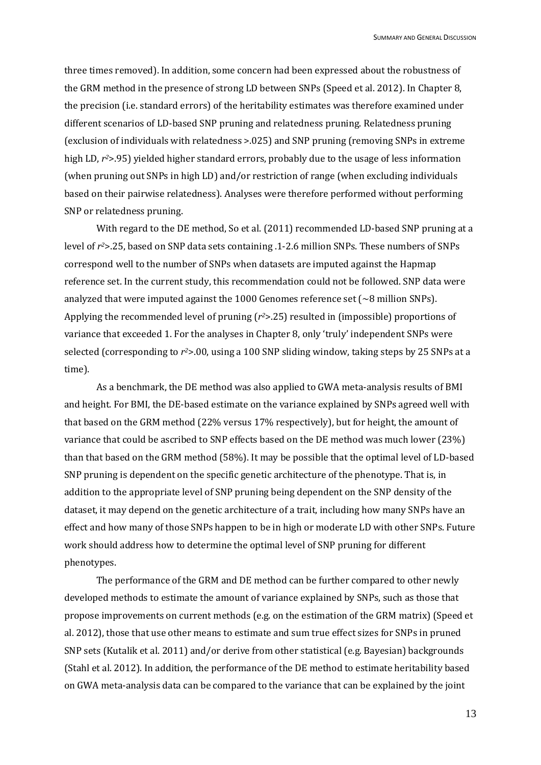three times removed). In addition, some concern had been expressed about the robustness of the GRM method in the presence of strong LD between SNPs (Speed et al. 2012). In Chapter 8, the precision (i.e. standard errors) of the heritability estimates was therefore examined under different scenarios of LD-based SNP pruning and relatedness pruning. Relatedness pruning (exclusion of individuals with relatedness >.025) and SNP pruning (removing SNPs in extreme high LD, $r^2$>.95) yielded higher standard errors, probably due to the usage of less information (when pruning out SNPs in high LD) and/or restriction of range (when excluding individuals based on their pairwise relatedness). Analyses were therefore performed without performing SNP or relatedness pruning.

With regard to the DE method, So et al. (2011) recommended LD-based SNP pruning at a level of $r^2$>.25, based on SNP data sets containing .1-2.6 million SNPs. These numbers of SNPs correspond well to the number of SNPs when datasets are imputed against the Hapmap reference set. In the current study, this recommendation could not be followed. SNP data were analyzed that were imputed against the 1000 Genomes reference set (~8 million SNPs). Applying the recommended level of pruning ($r^2$>.25) resulted in (impossible) proportions of variance that exceeded 1. For the analyses in Chapter 8, only 'truly' independent SNPs were selected (corresponding to $r^2$>.00, using a 100 SNP sliding window, taking steps by 25 SNPs at a time).

As a benchmark, the DE method was also applied to GWA meta-analysis results of BMI and height. For BMI, the DE-based estimate on the variance explained by SNPs agreed well with that based on the GRM method (22% versus 17% respectively), but for height, the amount of variance that could be ascribed to SNP effects based on the DE method was much lower (23%) than that based on the GRM method (58%). It may be possible that the optimal level of LD-based SNP pruning is dependent on the specific genetic architecture of the phenotype. That is, in addition to the appropriate level of SNP pruning being dependent on the SNP density of the dataset, it may depend on the genetic architecture of a trait, including how many SNPs have an effect and how many of those SNPs happen to be in high or moderate LD with other SNPs. Future work should address how to determine the optimal level of SNP pruning for different phenotypes.

The performance of the GRM and DE method can be further compared to other newly developed methods to estimate the amount of variance explained by SNPs, such as those that propose improvements on current methods (e.g. on the estimation of the GRM matrix) (Speed et al. 2012), those that use other means to estimate and sum true effect sizes for SNPs in pruned SNP sets (Kutalik et al. 2011) and/or derive from other statistical (e.g. Bayesian) backgrounds (Stahl et al. 2012). In addition, the performance of the DE method to estimate heritability based on GWA meta-analysis data can be compared to the variance that can be explained by the joint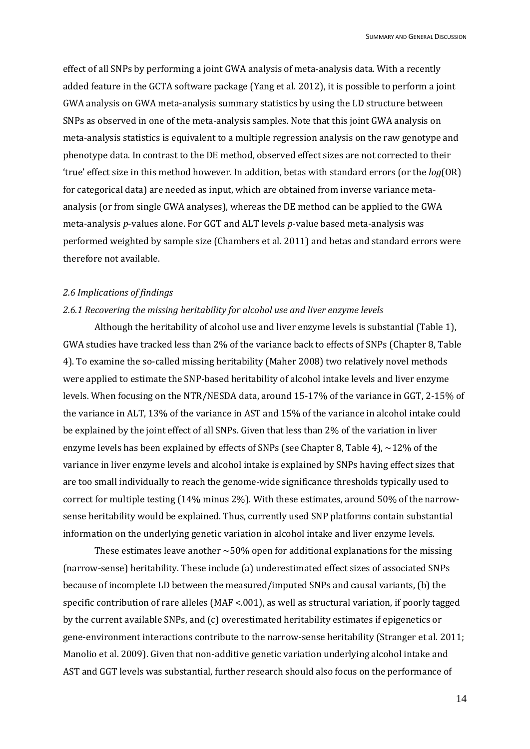effect of all SNPs by performing a joint GWA analysis of meta-analysis data. With a recently added feature in the GCTA software package (Yang et al. 2012), it is possible to perform a joint GWA analysis on GWA meta-analysis summary statistics by using the LD structure between SNPs as observed in one of the meta-analysis samples. Note that this joint GWA analysis on meta-analysis statistics is equivalent to a multiple regression analysis on the raw genotype and phenotype data. In contrast to the DE method, observed effect sizes are not corrected to their 'true' effect size in this method however. In addition, betas with standard errors (or the *log*(OR) for categorical data) are needed as input, which are obtained from inverse variance meta-analysis (or from single GWA analyses), whereas the DE method can be applied to the GWA meta-analysis *p*-values alone. For GGT and ALT levels *p*-value based meta-analysis was performed weighted by sample size (Chambers et al. 2011) and betas and standard errors were therefore not available.

### *2.6 Implications of findings*

#### *2.6.1 Recovering the missing heritability for alcohol use and liver enzyme levels*

Although the heritability of alcohol use and liver enzyme levels is substantial (Table 1), GWA studies have tracked less than 2% of the variance back to effects of SNPs (Chapter 8, Table 4). To examine the so-called missing heritability (Maher 2008) two relatively novel methods were applied to estimate the SNP-based heritability of alcohol intake levels and liver enzyme levels. When focusing on the NTR/NESDA data, around 15-17% of the variance in GGT, 2-15% of the variance in ALT, 13% of the variance in AST and 15% of the variance in alcohol intake could be explained by the joint effect of all SNPs. Given that less than 2% of the variation in liver enzyme levels has been explained by effects of SNPs (see Chapter 8, Table 4), ~12% of the variance in liver enzyme levels and alcohol intake is explained by SNPs having effect sizes that are too small individually to reach the genome-wide significance thresholds typically used to correct for multiple testing (14% minus 2%). With these estimates, around 50% of the narrow-sense heritability would be explained. Thus, currently used SNP platforms contain substantial information on the underlying genetic variation in alcohol intake and liver enzyme levels.

These estimates leave another ~50% open for additional explanations for the missing (narrow-sense) heritability. These include (a) underestimated effect sizes of associated SNPs because of incomplete LD between the measured/imputed SNPs and causal variants, (b) the specific contribution of rare alleles (MAF <.001), as well as structural variation, if poorly tagged by the current available SNPs, and (c) overestimated heritability estimates if epigenetics or gene-environment interactions contribute to the narrow-sense heritability (Stranger et al. 2011; Manolio et al. 2009). Given that non-additive genetic variation underlying alcohol intake and AST and GGT levels was substantial, further research should also focus on the performance of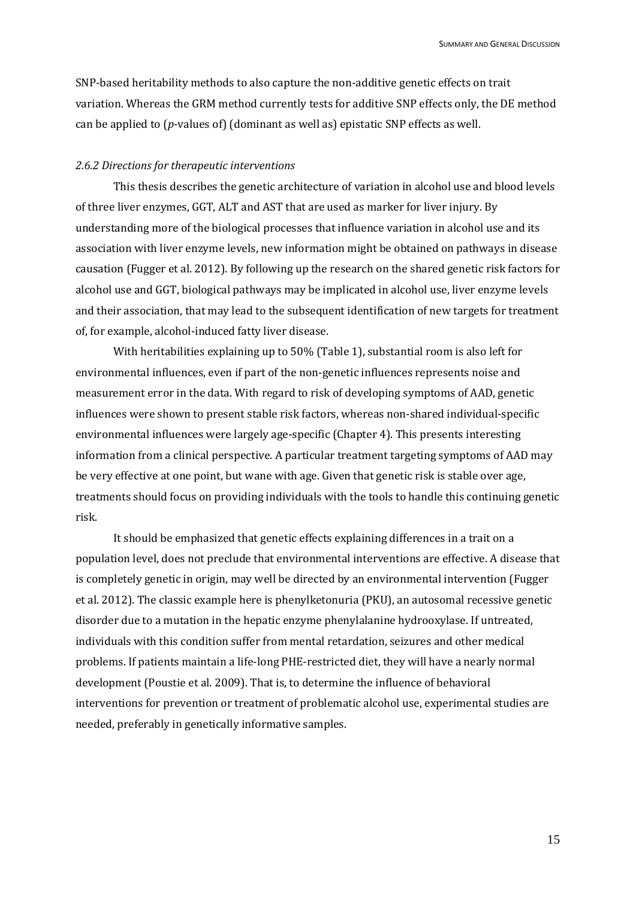SNP-based heritability methods to also capture the non-additive genetic effects on trait variation. Whereas the GRM method currently tests for additive SNP effects only, the DE method can be applied to (*p*-values of) (dominant as well as) epistatic SNP effects as well.

### *2.6.2 Directions for therapeutic interventions*

This thesis describes the genetic architecture of variation in alcohol use and blood levels of three liver enzymes, GGT, ALT and AST that are used as marker for liver injury. By understanding more of the biological processes that influence variation in alcohol use and its association with liver enzyme levels, new information might be obtained on pathways in disease causation (Fugger et al. 2012). By following up the research on the shared genetic risk factors for alcohol use and GGT, biological pathways may be implicated in alcohol use, liver enzyme levels and their association, that may lead to the subsequent identification of new targets for treatment of, for example, alcohol-induced fatty liver disease.

With heritabilities explaining up to 50% (Table 1), substantial room is also left for environmental influences, even if part of the non-genetic influences represents noise and measurement error in the data. With regard to risk of developing symptoms of AAD, genetic influences were shown to present stable risk factors, whereas non-shared individual-specific environmental influences were largely age-specific (Chapter 4). This presents interesting information from a clinical perspective. A particular treatment targeting symptoms of AAD may be very effective at one point, but wane with age. Given that genetic risk is stable over age, treatments should focus on providing individuals with the tools to handle this continuing genetic risk.

It should be emphasized that genetic effects explaining differences in a trait on a population level, does not preclude that environmental interventions are effective. A disease that is completely genetic in origin, may well be directed by an environmental intervention (Fugger et al. 2012). The classic example here is phenylketonuria (PKU), an autosomal recessive genetic disorder due to a mutation in the hepatic enzyme phenylalanine hydrooxylase. If untreated, individuals with this condition suffer from mental retardation, seizures and other medical problems. If patients maintain a life-long PHE-restricted diet, they will have a nearly normal development (Poustie et al. 2009). That is, to determine the influence of behavioral interventions for prevention or treatment of problematic alcohol use, experimental studies are needed, preferably in genetically informative samples.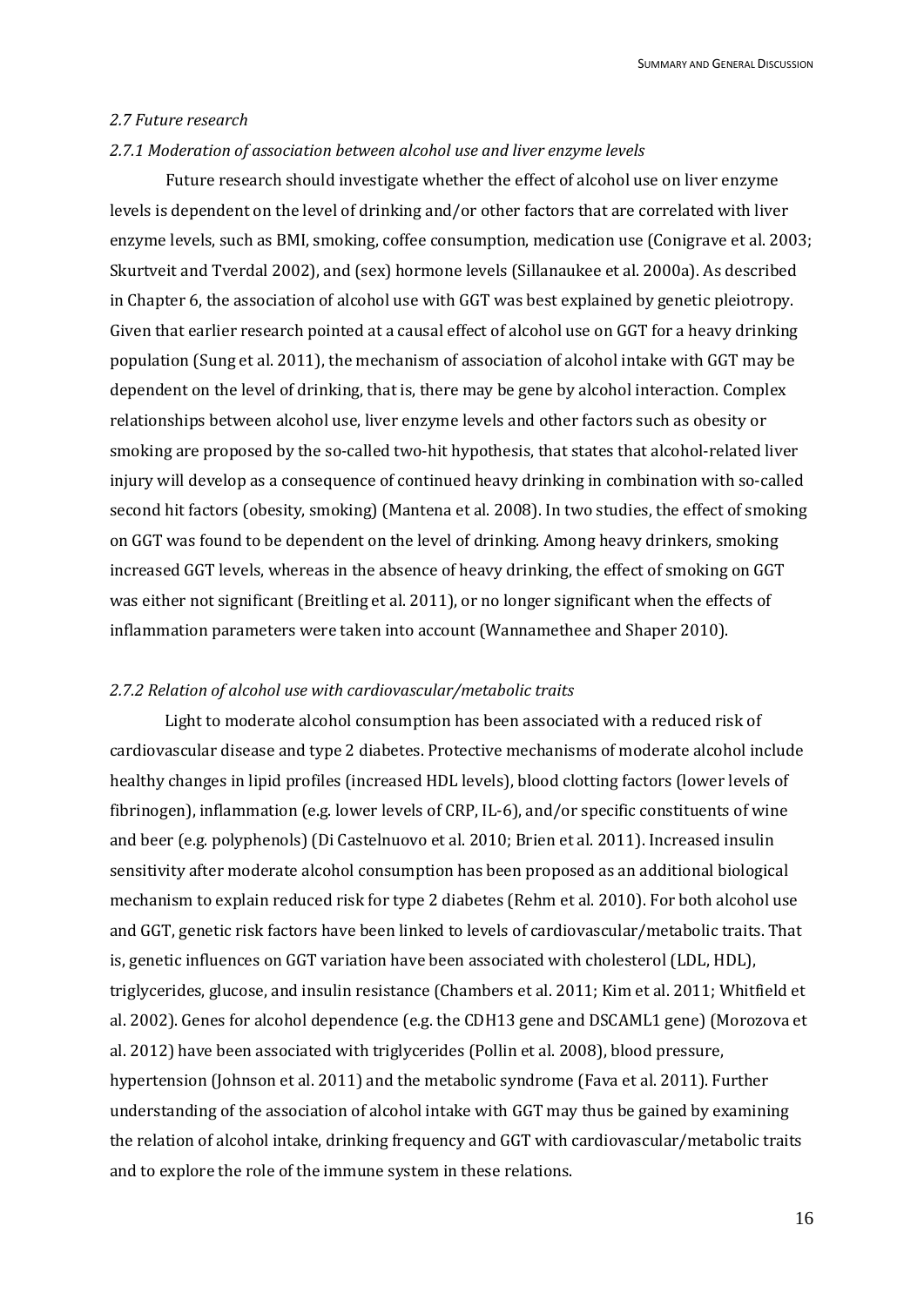### *2.7 Future research*

#### *2.7.1 Moderation of association between alcohol use and liver enzyme levels*

Future research should investigate whether the effect of alcohol use on liver enzyme levels is dependent on the level of drinking and/or other factors that are correlated with liver enzyme levels, such as BMI, smoking, coffee consumption, medication use (Conigrave et al. 2003; Skurtveit and Tverdal 2002), and (sex) hormone levels (Sillanaukee et al. 2000a). As described in Chapter 6, the association of alcohol use with GGT was best explained by genetic pleiotropy. Given that earlier research pointed at a causal effect of alcohol use on GGT for a heavy drinking population (Sung et al. 2011), the mechanism of association of alcohol intake with GGT may be dependent on the level of drinking, that is, there may be gene by alcohol interaction. Complex relationships between alcohol use, liver enzyme levels and other factors such as obesity or smoking are proposed by the so-called two-hit hypothesis, that states that alcohol-related liver injury will develop as a consequence of continued heavy drinking in combination with so-called second hit factors (obesity, smoking) (Mantena et al. 2008). In two studies, the effect of smoking on GGT was found to be dependent on the level of drinking. Among heavy drinkers, smoking increased GGT levels, whereas in the absence of heavy drinking, the effect of smoking on GGT was either not significant (Breitling et al. 2011), or no longer significant when the effects of inflammation parameters were taken into account (Wannamethee and Shaper 2010).

#### *2.7.2 Relation of alcohol use with cardiovascular/metabolic traits*

Light to moderate alcohol consumption has been associated with a reduced risk of cardiovascular disease and type 2 diabetes. Protective mechanisms of moderate alcohol include healthy changes in lipid profiles (increased HDL levels), blood clotting factors (lower levels of fibrinogen), inflammation (e.g. lower levels of CRP, IL-6), and/or specific constituents of wine and beer (e.g. polyphenols) (Di Castelnuovo et al. 2010; Brien et al. 2011). Increased insulin sensitivity after moderate alcohol consumption has been proposed as an additional biological mechanism to explain reduced risk for type 2 diabetes (Rehm et al. 2010). For both alcohol use and GGT, genetic risk factors have been linked to levels of cardiovascular/metabolic traits. That is, genetic influences on GGT variation have been associated with cholesterol (LDL, HDL), triglycerides, glucose, and insulin resistance (Chambers et al. 2011; Kim et al. 2011; Whitfield et al. 2002). Genes for alcohol dependence (e.g. the CDH13 gene and DSCAML1 gene) (Morozova et al. 2012) have been associated with triglycerides (Pollin et al. 2008), blood pressure, hypertension (Johnson et al. 2011) and the metabolic syndrome (Fava et al. 2011). Further understanding of the association of alcohol intake with GGT may thus be gained by examining the relation of alcohol intake, drinking frequency and GGT with cardiovascular/metabolic traits and to explore the role of the immune system in these relations.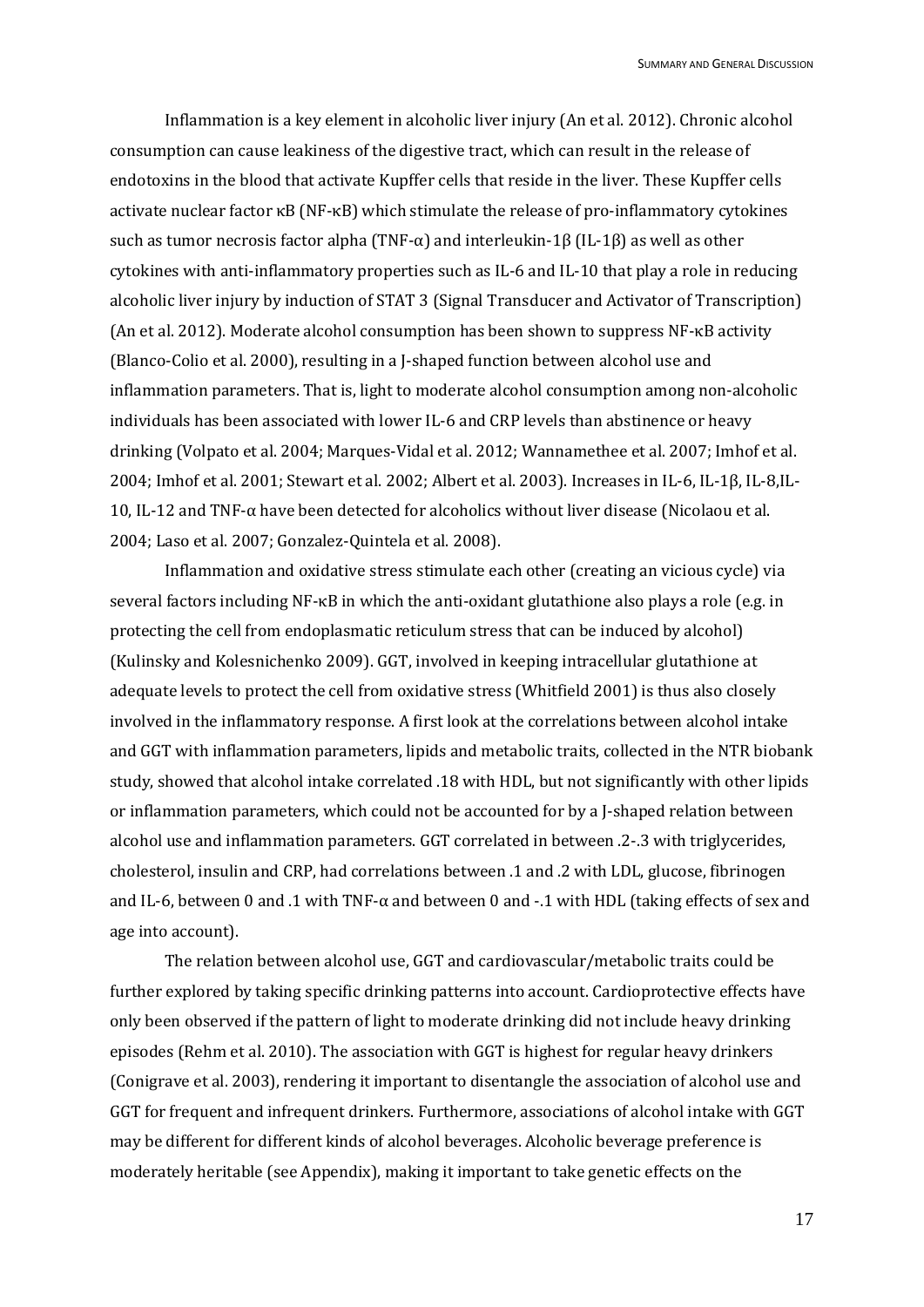Inflammation is a key element in alcoholic liver injury (An et al. 2012). Chronic alcohol consumption can cause leakiness of the digestive tract, which can result in the release of endotoxins in the blood that activate Kupffer cells that reside in the liver. These Kupffer cells activate nuclear factor κB (NF-κB) which stimulate the release of pro-inflammatory cytokines such as tumor necrosis factor alpha (TNF-α) and interleukin-1β (IL-1β) as well as other cytokines with anti-inflammatory properties such as IL-6 and IL-10 that play a role in reducing alcoholic liver injury by induction of STAT 3 (Signal Transducer and Activator of Transcription) (An et al. 2012). Moderate alcohol consumption has been shown to suppress NF-κB activity (Blanco-Colio et al. 2000), resulting in a J-shaped function between alcohol use and inflammation parameters. That is, light to moderate alcohol consumption among non-alcoholic individuals has been associated with lower IL-6 and CRP levels than abstinence or heavy drinking (Volpato et al. 2004; Marques-Vidal et al. 2012; Wannamethee et al. 2007; Imhof et al. 2004; Imhof et al. 2001; Stewart et al. 2002; Albert et al. 2003). Increases in IL-6, IL-1β, IL-8,IL-10, IL-12 and TNF-α have been detected for alcoholics without liver disease (Nicolaou et al. 2004; Laso et al. 2007; Gonzalez-Quintela et al. 2008).

Inflammation and oxidative stress stimulate each other (creating an vicious cycle) via several factors including NF-κB in which the anti-oxidant glutathione also plays a role (e.g. in protecting the cell from endoplasmatic reticulum stress that can be induced by alcohol) (Kulinsky and Kolesnichenko 2009). GGT, involved in keeping intracellular glutathione at adequate levels to protect the cell from oxidative stress (Whitfield 2001) is thus also closely involved in the inflammatory response. A first look at the correlations between alcohol intake and GGT with inflammation parameters, lipids and metabolic traits, collected in the NTR biobank study, showed that alcohol intake correlated .18 with HDL, but not significantly with other lipids or inflammation parameters, which could not be accounted for by a J-shaped relation between alcohol use and inflammation parameters. GGT correlated in between .2-.3 with triglycerides, cholesterol, insulin and CRP, had correlations between .1 and .2 with LDL, glucose, fibrinogen and IL-6, between 0 and .1 with TNF-α and between 0 and -.1 with HDL (taking effects of sex and age into account).

The relation between alcohol use, GGT and cardiovascular/metabolic traits could be further explored by taking specific drinking patterns into account. Cardioprotective effects have only been observed if the pattern of light to moderate drinking did not include heavy drinking episodes (Rehm et al. 2010). The association with GGT is highest for regular heavy drinkers (Conigrave et al. 2003), rendering it important to disentangle the association of alcohol use and GGT for frequent and infrequent drinkers. Furthermore, associations of alcohol intake with GGT may be different for different kinds of alcohol beverages. Alcoholic beverage preference is moderately heritable (see Appendix), making it important to take genetic effects on the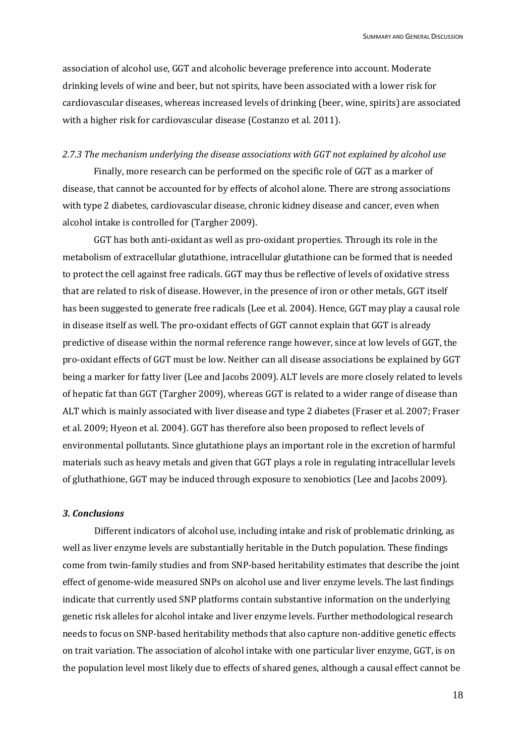association of alcohol use, GGT and alcoholic beverage preference into account. Moderate drinking levels of wine and beer, but not spirits, have been associated with a lower risk for cardiovascular diseases, whereas increased levels of drinking (beer, wine, spirits) are associated with a higher risk for cardiovascular disease (Costanzo et al. 2011).

#### *2.7.3 The mechanism underlying the disease associations with GGT not explained by alcohol use*

Finally, more research can be performed on the specific role of GGT as a marker of disease, that cannot be accounted for by effects of alcohol alone. There are strong associations with type 2 diabetes, cardiovascular disease, chronic kidney disease and cancer, even when alcohol intake is controlled for (Targher 2009).

GGT has both anti-oxidant as well as pro-oxidant properties. Through its role in the metabolism of extracellular glutathione, intracellular glutathione can be formed that is needed to protect the cell against free radicals. GGT may thus be reflective of levels of oxidative stress that are related to risk of disease. However, in the presence of iron or other metals, GGT itself has been suggested to generate free radicals (Lee et al. 2004). Hence, GGT may play a causal role in disease itself as well. The pro-oxidant effects of GGT cannot explain that GGT is already predictive of disease within the normal reference range however, since at low levels of GGT, the pro-oxidant effects of GGT must be low. Neither can all disease associations be explained by GGT being a marker for fatty liver (Lee and Jacobs 2009). ALT levels are more closely related to levels of hepatic fat than GGT (Targher 2009), whereas GGT is related to a wider range of disease than ALT which is mainly associated with liver disease and type 2 diabetes (Fraser et al. 2007; Fraser et al. 2009; Hyeon et al. 2004). GGT has therefore also been proposed to reflect levels of environmental pollutants. Since glutathione plays an important role in the excretion of harmful materials such as heavy metals and given that GGT plays a role in regulating intracellular levels of gluthathione, GGT may be induced through exposure to xenobiotics (Lee and Jacobs 2009).

## ***3. Conclusions***

Different indicators of alcohol use, including intake and risk of problematic drinking, as well as liver enzyme levels are substantially heritable in the Dutch population. These findings come from twin-family studies and from SNP-based heritability estimates that describe the joint effect of genome-wide measured SNPs on alcohol use and liver enzyme levels. The last findings indicate that currently used SNP platforms contain substantive information on the underlying genetic risk alleles for alcohol intake and liver enzyme levels. Further methodological research needs to focus on SNP-based heritability methods that also capture non-additive genetic effects on trait variation. The association of alcohol intake with one particular liver enzyme, GGT, is on the population level most likely due to effects of shared genes, although a causal effect cannot be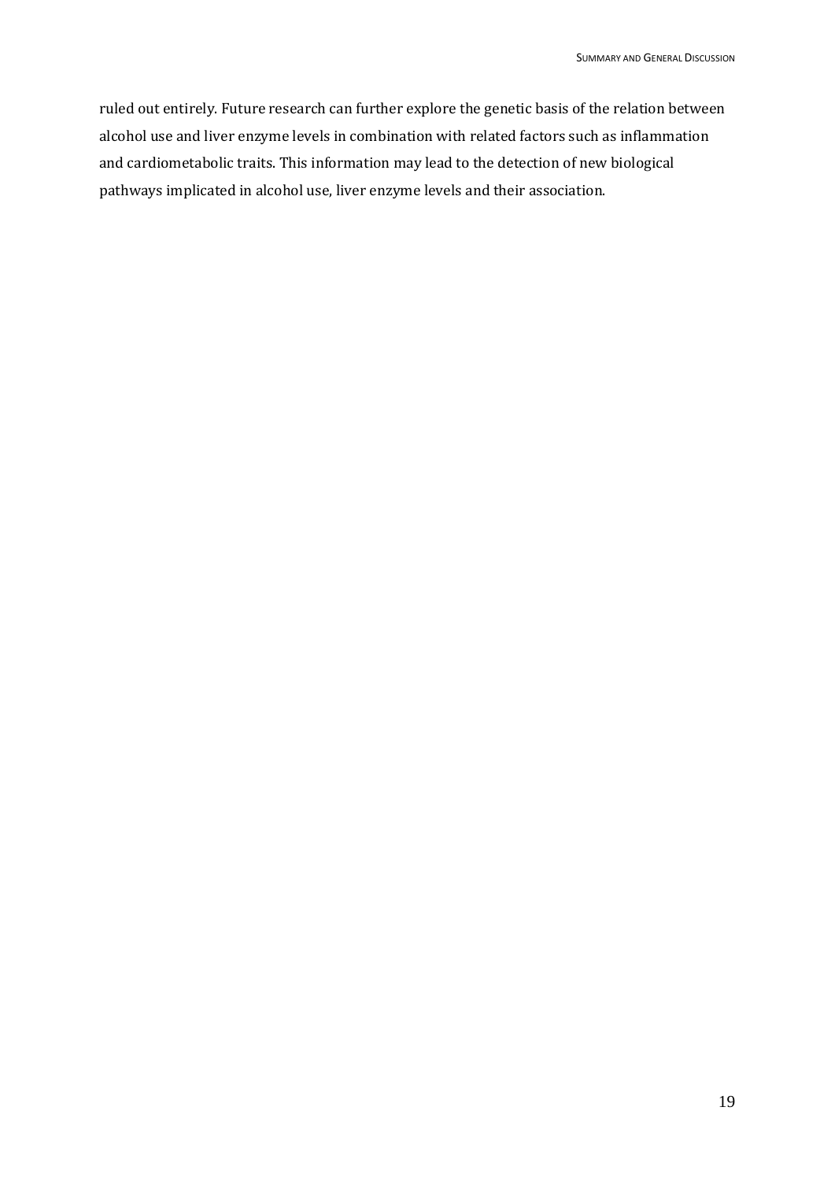ruled out entirely. Future research can further explore the genetic basis of the relation between alcohol use and liver enzyme levels in combination with related factors such as inflammation and cardiometabolic traits. This information may lead to the detection of new biological pathways implicated in alcohol use, liver enzyme levels and their association.